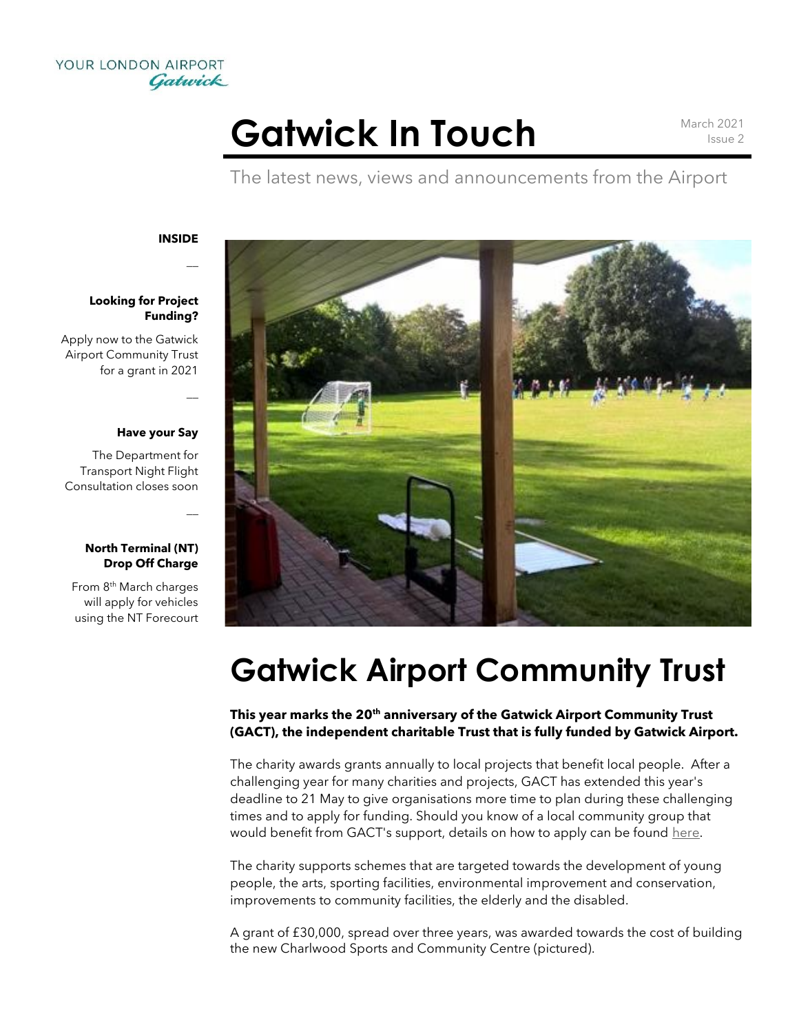YOUR LONDON AIRPORT Gatwick

# Gatwick In Touch

March 2021
Issue 2

The latest news, views and announcements from the Airport

**INSIDE**

—

**Looking for Project Funding?**

Apply now to the Gatwick Airport Community Trust for a grant in 2021

—

**Have your Say**

The Department for Transport Night Flight Consultation closes soon

—

**North Terminal (NT) Drop Off Charge**

From 8th March charges will apply for vehicles using the NT Forecourt

## Gatwick Airport Community Trust

**This year marks the 20th anniversary of the Gatwick Airport Community Trust (GACT), the independent charitable Trust that is fully funded by Gatwick Airport.**

The charity awards grants annually to local projects that benefit local people. After a challenging year for many charities and projects, GACT has extended this year's deadline to 21 May to give organisations more time to plan during these challenging times and to apply for funding. Should you know of a local community group that would benefit from GACT's support, details on how to apply can be found here.

The charity supports schemes that are targeted towards the development of young people, the arts, sporting facilities, environmental improvement and conservation, improvements to community facilities, the elderly and the disabled.

A grant of £30,000, spread over three years, was awarded towards the cost of building the new Charlwood Sports and Community Centre (pictured).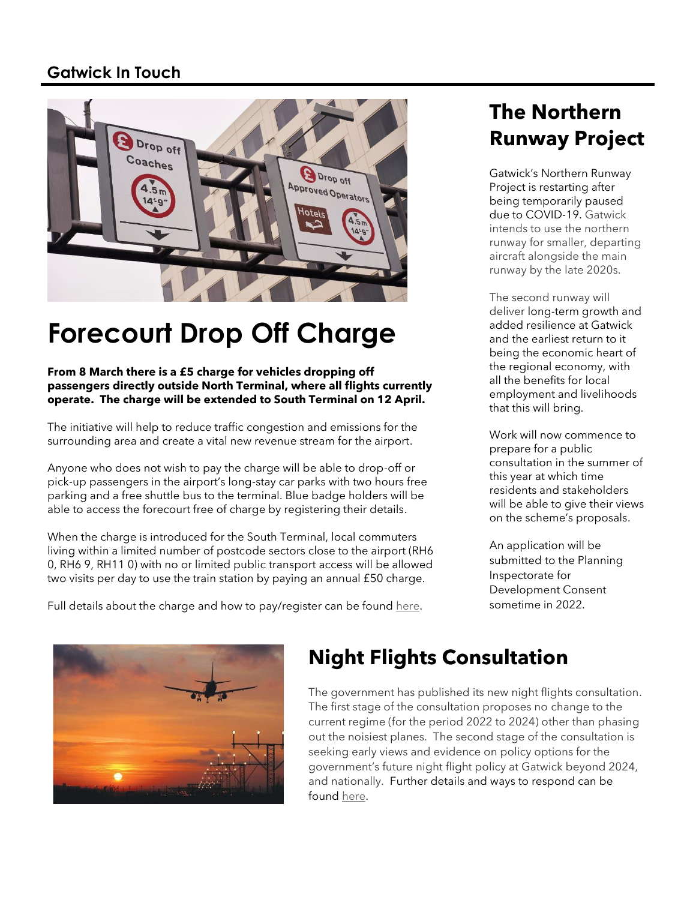## Gatwick In Touch

# Forecourt Drop Off Charge

**From 8 March there is a £5 charge for vehicles dropping off passengers directly outside North Terminal, where all flights currently operate. The charge will be extended to South Terminal on 12 April.**

The initiative will help to reduce traffic congestion and emissions for the surrounding area and create a vital new revenue stream for the airport.

Anyone who does not wish to pay the charge will be able to drop-off or pick-up passengers in the airport's long-stay car parks with two hours free parking and a free shuttle bus to the terminal. Blue badge holders will be able to access the forecourt free of charge by registering their details.

When the charge is introduced for the South Terminal, local commuters living within a limited number of postcode sectors close to the airport (RH6 0, RH6 9, RH11 0) with no or limited public transport access will be allowed two visits per day to use the train station by paying an annual £50 charge.

Full details about the charge and how to pay/register can be found here.

# The Northern Runway Project

Gatwick's Northern Runway Project is restarting after being temporarily paused due to COVID-19. Gatwick intends to use the northern runway for smaller, departing aircraft alongside the main runway by the late 2020s.

The second runway will deliver long-term growth and added resilience at Gatwick and the earliest return to it being the economic heart of the regional economy, with all the benefits for local employment and livelihoods that this will bring.

Work will now commence to prepare for a public consultation in the summer of this year at which time residents and stakeholders will be able to give their views on the scheme's proposals.

An application will be submitted to the Planning Inspectorate for Development Consent sometime in 2022.

# Night Flights Consultation

The government has published its new night flights consultation. The first stage of the consultation proposes no change to the current regime (for the period 2022 to 2024) other than phasing out the noisiest planes. The second stage of the consultation is seeking early views and evidence on policy options for the government's future night flight policy at Gatwick beyond 2024, and nationally. Further details and ways to respond can be found here.